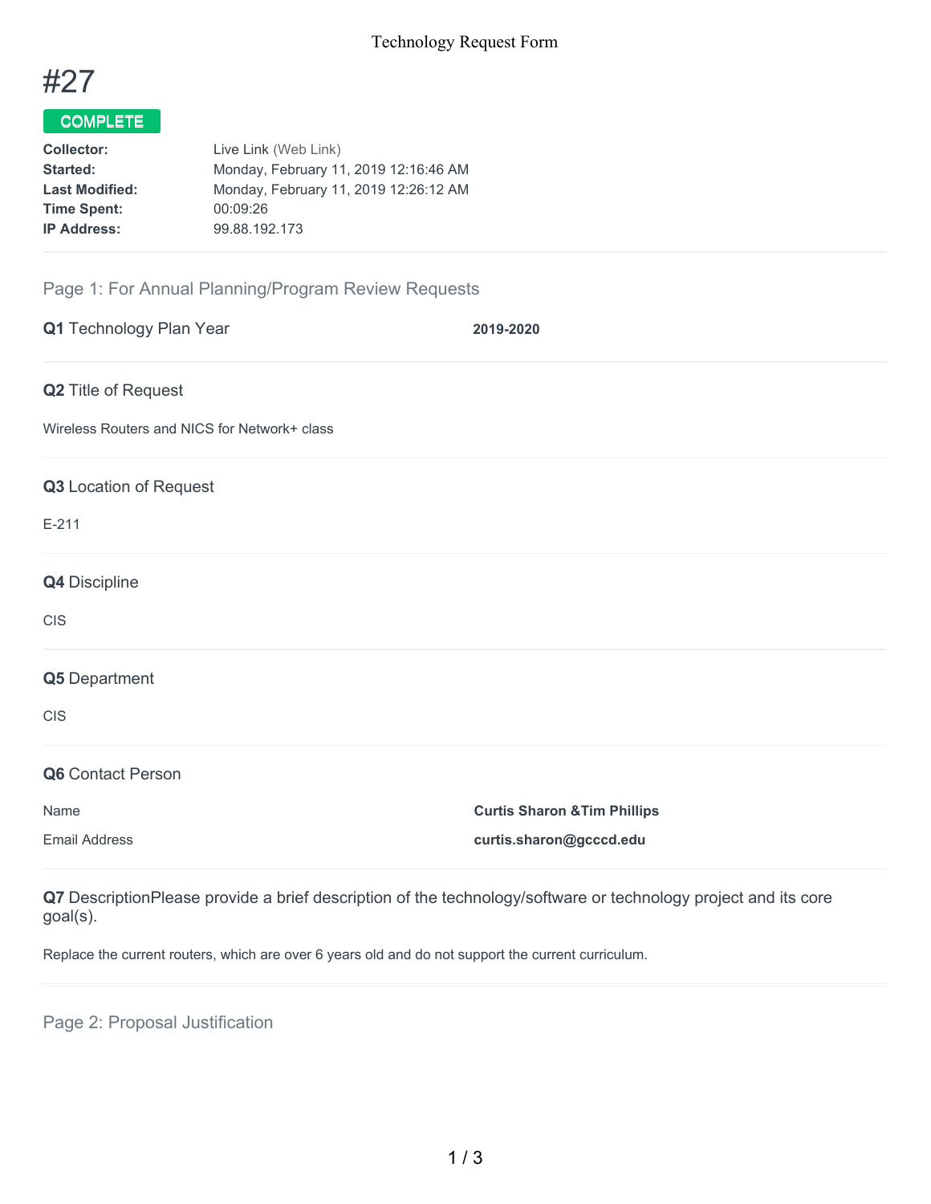Technology Request Form

# #27

**COMPLETE**

| | |
|---|---|
| **Collector:** | Live Link (Web Link) |
| **Started:** | Monday, February 11, 2019 12:16:46 AM |
| **Last Modified:** | Monday, February 11, 2019 12:26:12 AM |
| **Time Spent:** | 00:09:26 |
| **IP Address:** | 99.88.192.173 |

## Page 1: For Annual Planning/Program Review Requests

**Q1** Technology Plan Year

**2019-2020**

**Q2** Title of Request

Wireless Routers and NICS for Network+ class

**Q3** Location of Request

E-211

**Q4** Discipline

CIS

**Q5** Department

CIS

**Q6** Contact Person

| | |
|---|---|
| Name | **Curtis Sharon &Tim Phillips** |
| Email Address | **curtis.sharon@gcccd.edu** |

**Q7** DescriptionPlease provide a brief description of the technology/software or technology project and its core goal(s).

Replace the current routers, which are over 6 years old and do not support the current curriculum.

## Page 2: Proposal Justification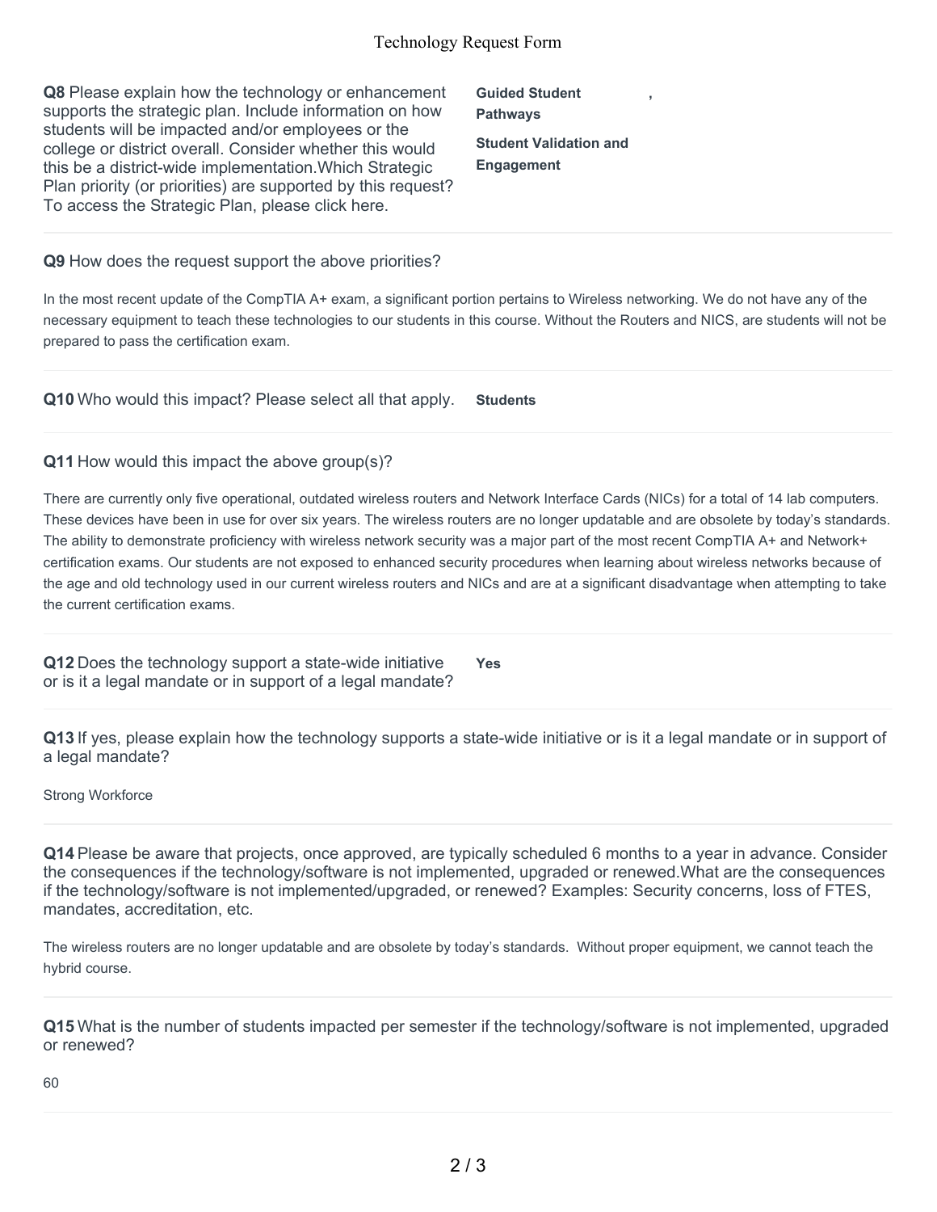**Q8** Please explain how the technology or enhancement supports the strategic plan. Include information on how students will be impacted and/or employees or the college or district overall. Consider whether this would this be a district-wide implementation.Which Strategic Plan priority (or priorities) are supported by this request? To access the Strategic Plan, please click here.

**Guided Student Pathways** ,

**Student Validation and Engagement**

**Q9** How does the request support the above priorities?

In the most recent update of the CompTIA A+ exam, a significant portion pertains to Wireless networking. We do not have any of the necessary equipment to teach these technologies to our students in this course. Without the Routers and NICS, are students will not be prepared to pass the certification exam.

**Q10** Who would this impact? Please select all that apply.

**Students**

**Q11** How would this impact the above group(s)?

There are currently only five operational, outdated wireless routers and Network Interface Cards (NICs) for a total of 14 lab computers. These devices have been in use for over six years. The wireless routers are no longer updatable and are obsolete by today's standards. The ability to demonstrate proficiency with wireless network security was a major part of the most recent CompTIA A+ and Network+ certification exams. Our students are not exposed to enhanced security procedures when learning about wireless networks because of the age and old technology used in our current wireless routers and NICs and are at a significant disadvantage when attempting to take the current certification exams.

**Q12** Does the technology support a state-wide initiative or is it a legal mandate or in support of a legal mandate?

**Yes**

**Q13** If yes, please explain how the technology supports a state-wide initiative or is it a legal mandate or in support of a legal mandate?

Strong Workforce

**Q14** Please be aware that projects, once approved, are typically scheduled 6 months to a year in advance. Consider the consequences if the technology/software is not implemented, upgraded or renewed.What are the consequences if the technology/software is not implemented/upgraded, or renewed? Examples: Security concerns, loss of FTES, mandates, accreditation, etc.

The wireless routers are no longer updatable and are obsolete by today's standards. Without proper equipment, we cannot teach the hybrid course.

**Q15** What is the number of students impacted per semester if the technology/software is not implemented, upgraded or renewed?

60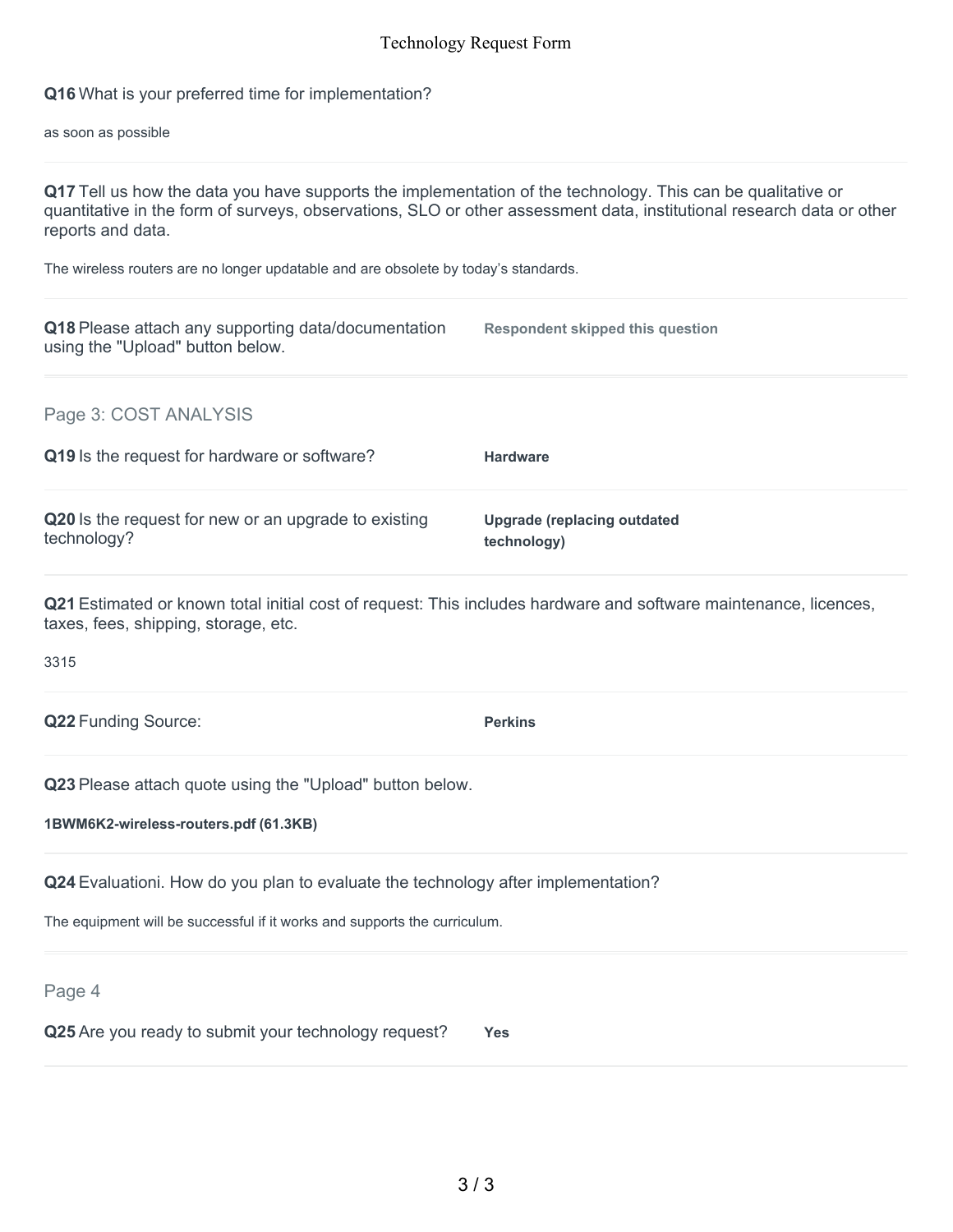**Q16** What is your preferred time for implementation?

as soon as possible

**Q17** Tell us how the data you have supports the implementation of the technology. This can be qualitative or quantitative in the form of surveys, observations, SLO or other assessment data, institutional research data or other reports and data.

The wireless routers are no longer updatable and are obsolete by today's standards.

**Q18** Please attach any supporting data/documentation using the "Upload" button below.

**Respondent skipped this question**

## Page 3: COST ANALYSIS

**Q19** Is the request for hardware or software?

**Hardware**

**Q20** Is the request for new or an upgrade to existing technology?

**Upgrade (replacing outdated technology)**

**Q21** Estimated or known total initial cost of request: This includes hardware and software maintenance, licences, taxes, fees, shipping, storage, etc.

3315

**Q22** Funding Source:

**Perkins**

**Q23** Please attach quote using the "Upload" button below.

**1BWM6K2-wireless-routers.pdf (61.3KB)**

**Q24** Evaluationi. How do you plan to evaluate the technology after implementation?

The equipment will be successful if it works and supports the curriculum.

## Page 4

**Q25** Are you ready to submit your technology request?

**Yes**